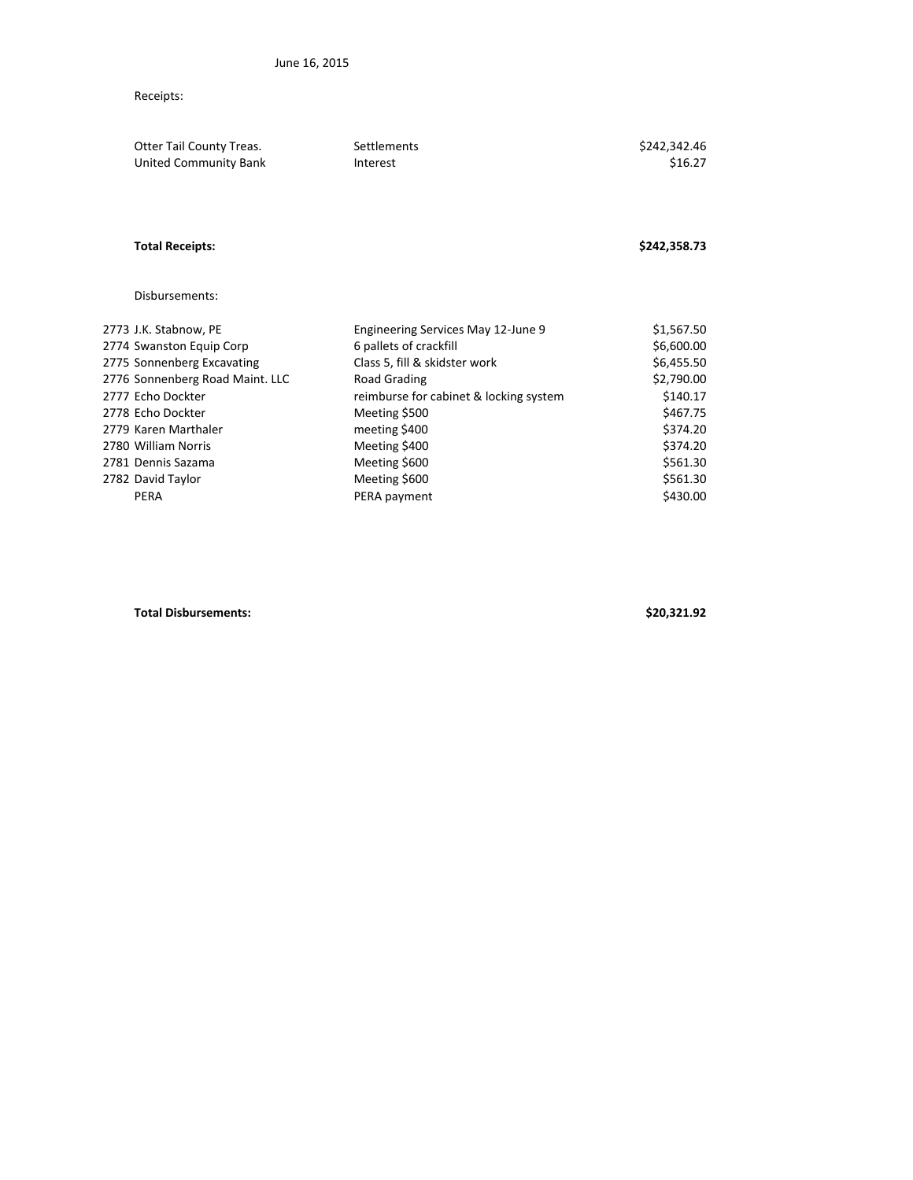June 16, 2015

Receipts:

| | | |
|---|---|---|
| Otter Tail County Treas. | Settlements | $242,342.46 |
| United Community Bank | Interest | $16.27 |
| **Total Receipts:** | | **$242,358.73** |

Disbursements:

| | | | |
|---|---|---|---|
| 2773 | J.K. Stabnow, PE | Engineering Services May 12-June 9 | $1,567.50 |
| 2774 | Swanston Equip Corp | 6 pallets of crackfill | $6,600.00 |
| 2775 | Sonnenberg Excavating | Class 5, fill & skidster work | $6,455.50 |
| 2776 | Sonnenberg Road Maint. LLC | Road Grading | $2,790.00 |
| 2777 | Echo Dockter | reimburse for cabinet & locking system | $140.17 |
| 2778 | Echo Dockter | Meeting $500 | $467.75 |
| 2779 | Karen Marthaler | meeting $400 | $374.20 |
| 2780 | William Norris | Meeting $400 | $374.20 |
| 2781 | Dennis Sazama | Meeting $600 | $561.30 |
| 2782 | David Taylor | Meeting $600 | $561.30 |
| | PERA | PERA payment | $430.00 |
| | **Total Disbursements:** | | **$20,321.92** |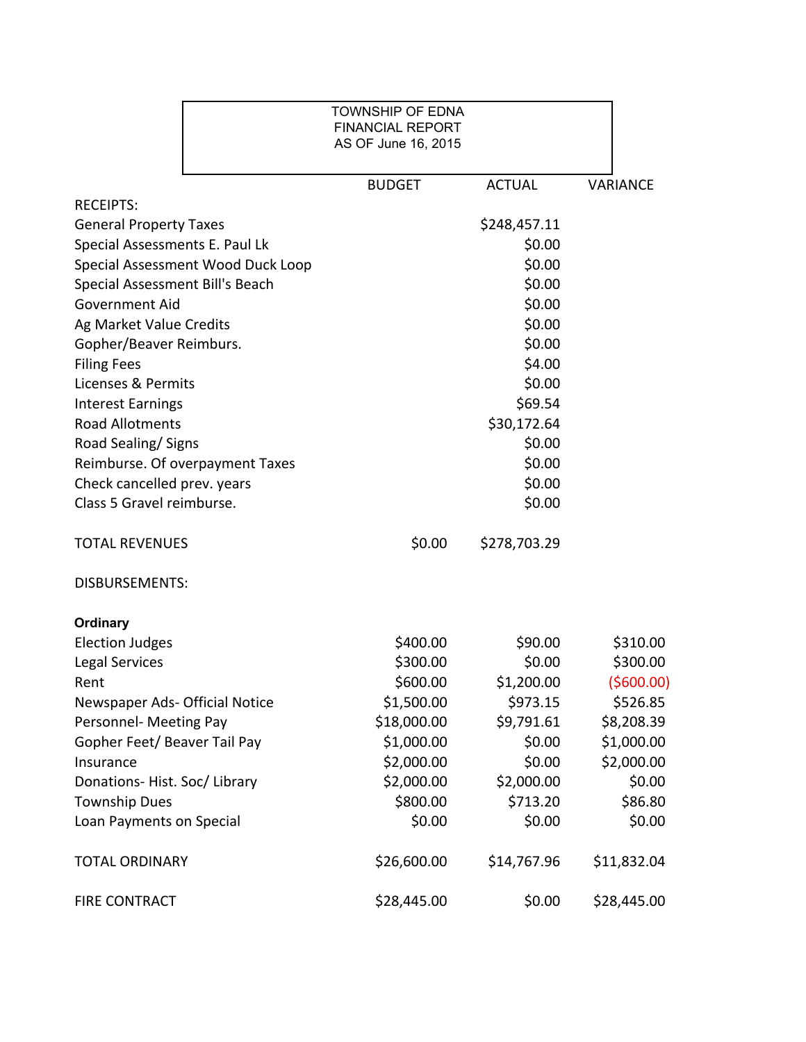TOWNSHIP OF EDNA
FINANCIAL REPORT
AS OF June 16, 2015

| | BUDGET | ACTUAL | VARIANCE |
|---|---|---|---|
| RECEIPTS: | | | |
| General Property Taxes | | $248,457.11 | |
| Special Assessments E. Paul Lk | | $0.00 | |
| Special Assessment Wood Duck Loop | | $0.00 | |
| Special Assessment Bill's Beach | | $0.00 | |
| Government Aid | | $0.00 | |
| Ag Market Value Credits | | $0.00 | |
| Gopher/Beaver Reimburs. | | $0.00 | |
| Filing Fees | | $4.00 | |
| Licenses & Permits | | $0.00 | |
| Interest Earnings | | $69.54 | |
| Road Allotments | | $30,172.64 | |
| Road Sealing/ Signs | | $0.00 | |
| Reimburse. Of overpayment Taxes | | $0.00 | |
| Check cancelled prev. years | | $0.00 | |
| Class 5 Gravel reimburse. | | $0.00 | |
| TOTAL REVENUES | $0.00 | $278,703.29 | |
| DISBURSEMENTS: | | | |
| **Ordinary** | | | |
| Election Judges | $400.00 | $90.00 | $310.00 |
| Legal Services | $300.00 | $0.00 | $300.00 |
| Rent | $600.00 | $1,200.00 | ($600.00) |
| Newspaper Ads- Official Notice | $1,500.00 | $973.15 | $526.85 |
| Personnel- Meeting Pay | $18,000.00 | $9,791.61 | $8,208.39 |
| Gopher Feet/ Beaver Tail Pay | $1,000.00 | $0.00 | $1,000.00 |
| Insurance | $2,000.00 | $0.00 | $2,000.00 |
| Donations- Hist. Soc/ Library | $2,000.00 | $2,000.00 | $0.00 |
| Township Dues | $800.00 | $713.20 | $86.80 |
| Loan Payments on Special | $0.00 | $0.00 | $0.00 |
| TOTAL ORDINARY | $26,600.00 | $14,767.96 | $11,832.04 |
| FIRE CONTRACT | $28,445.00 | $0.00 | $28,445.00 |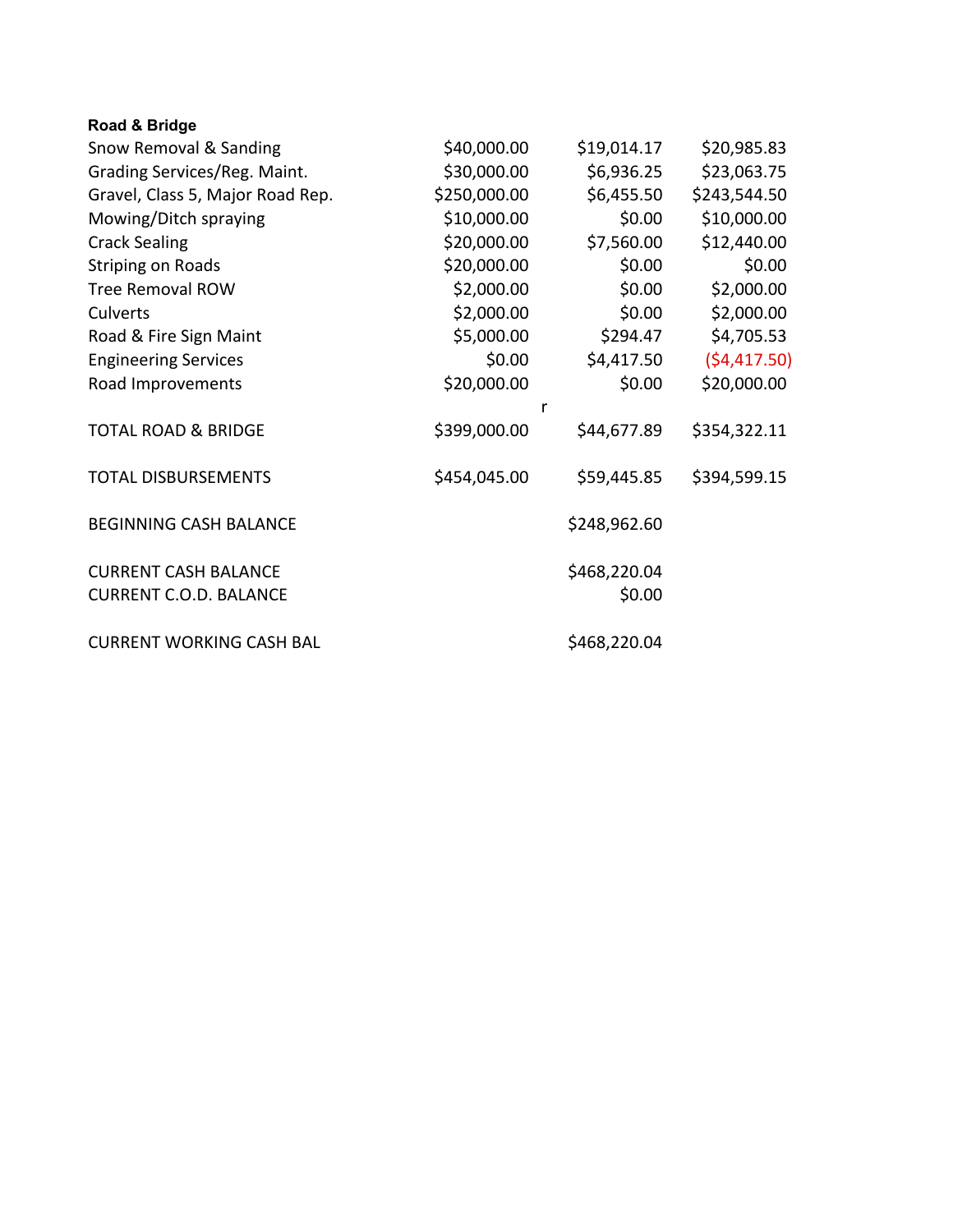| | | | |
|---|---|---|---|
| **Road & Bridge** | | | |
| Snow Removal & Sanding | $40,000.00 | $19,014.17 | $20,985.83 |
| Grading Services/Reg. Maint. | $30,000.00 | $6,936.25 | $23,063.75 |
| Gravel, Class 5, Major Road Rep. | $250,000.00 | $6,455.50 | $243,544.50 |
| Mowing/Ditch spraying | $10,000.00 | $0.00 | $10,000.00 |
| Crack Sealing | $20,000.00 | $7,560.00 | $12,440.00 |
| Striping on Roads | $20,000.00 | $0.00 | $0.00 |
| Tree Removal ROW | $2,000.00 | $0.00 | $2,000.00 |
| Culverts | $2,000.00 | $0.00 | $2,000.00 |
| Road & Fire Sign Maint | $5,000.00 | $294.47 | $4,705.53 |
| Engineering Services | $0.00 | $4,417.50 | ($4,417.50) |
| Road Improvements | $20,000.00 | $0.00 | $20,000.00 |
| | r | | |
| TOTAL ROAD & BRIDGE | $399,000.00 | $44,677.89 | $354,322.11 |
| | | | |
| TOTAL DISBURSEMENTS | $454,045.00 | $59,445.85 | $394,599.15 |
| | | | |
| BEGINNING CASH BALANCE | | $248,962.60 | |
| | | | |
| CURRENT CASH BALANCE | | $468,220.04 | |
| CURRENT C.O.D. BALANCE | | $0.00 | |
| | | | |
| CURRENT WORKING CASH BAL | | $468,220.04 | |